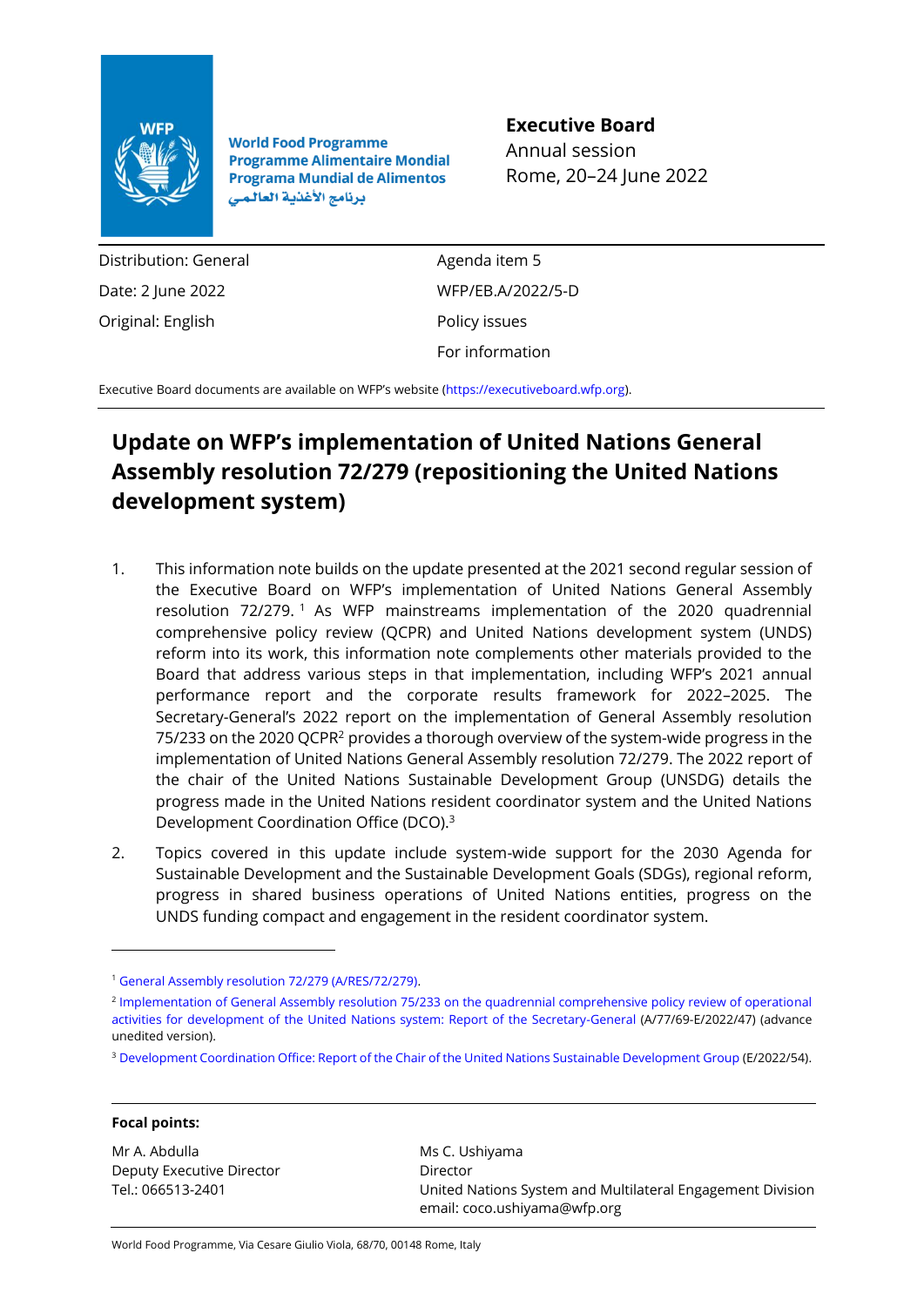World Food Programme
Programme Alimentaire Mondial
Programa Mundial de Alimentos
برنامج الأغذية العالمي

**Executive Board**
Annual session
Rome, 20–24 June 2022

Distribution: General
Date: 2 June 2022
Original: English

Agenda item 5
WFP/EB.A/2022/5-D
Policy issues
For information

Executive Board documents are available on WFP's website (https://executiveboard.wfp.org).

# Update on WFP's implementation of United Nations General Assembly resolution 72/279 (repositioning the United Nations development system)

1. This information note builds on the update presented at the 2021 second regular session of the Executive Board on WFP's implementation of United Nations General Assembly resolution 72/279.[1] As WFP mainstreams implementation of the 2020 quadrennial comprehensive policy review (QCPR) and United Nations development system (UNDS) reform into its work, this information note complements other materials provided to the Board that address various steps in that implementation, including WFP's 2021 annual performance report and the corporate results framework for 2022–2025. The Secretary-General's 2022 report on the implementation of General Assembly resolution 75/233 on the 2020 QCPR[2] provides a thorough overview of the system-wide progress in the implementation of United Nations General Assembly resolution 72/279. The 2022 report of the chair of the United Nations Sustainable Development Group (UNSDG) details the progress made in the United Nations resident coordinator system and the United Nations Development Coordination Office (DCO).[3]

2. Topics covered in this update include system-wide support for the 2030 Agenda for Sustainable Development and the Sustainable Development Goals (SDGs), regional reform, progress in shared business operations of United Nations entities, progress on the UNDS funding compact and engagement in the resident coordinator system.

[1] General Assembly resolution 72/279 (A/RES/72/279).

[2] Implementation of General Assembly resolution 75/233 on the quadrennial comprehensive policy review of operational activities for development of the United Nations system: Report of the Secretary-General (A/77/69-E/2022/47) (advance unedited version).

[3] Development Coordination Office: Report of the Chair of the United Nations Sustainable Development Group (E/2022/54).

**Focal points:**

Mr A. Abdulla
Deputy Executive Director
Tel.: 066513-2401

Ms C. Ushiyama
Director
United Nations System and Multilateral Engagement Division
email: coco.ushiyama@wfp.org

World Food Programme, Via Cesare Giulio Viola, 68/70, 00148 Rome, Italy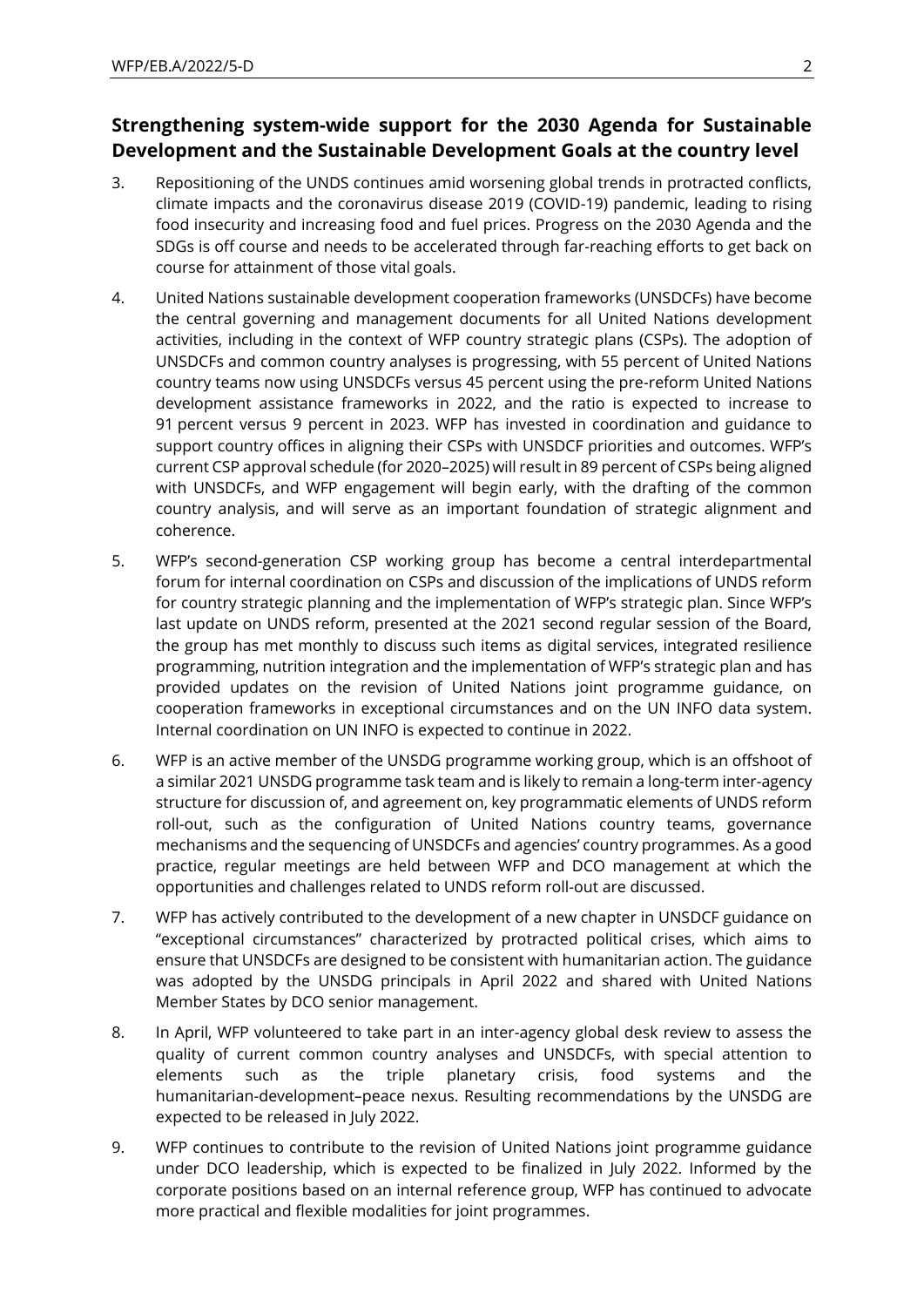## Strengthening system-wide support for the 2030 Agenda for Sustainable Development and the Sustainable Development Goals at the country level

3. Repositioning of the UNDS continues amid worsening global trends in protracted conflicts, climate impacts and the coronavirus disease 2019 (COVID-19) pandemic, leading to rising food insecurity and increasing food and fuel prices. Progress on the 2030 Agenda and the SDGs is off course and needs to be accelerated through far-reaching efforts to get back on course for attainment of those vital goals.

4. United Nations sustainable development cooperation frameworks (UNSDCFs) have become the central governing and management documents for all United Nations development activities, including in the context of WFP country strategic plans (CSPs). The adoption of UNSDCFs and common country analyses is progressing, with 55 percent of United Nations country teams now using UNSDCFs versus 45 percent using the pre-reform United Nations development assistance frameworks in 2022, and the ratio is expected to increase to 91 percent versus 9 percent in 2023. WFP has invested in coordination and guidance to support country offices in aligning their CSPs with UNSDCF priorities and outcomes. WFP's current CSP approval schedule (for 2020–2025) will result in 89 percent of CSPs being aligned with UNSDCFs, and WFP engagement will begin early, with the drafting of the common country analysis, and will serve as an important foundation of strategic alignment and coherence.

5. WFP's second-generation CSP working group has become a central interdepartmental forum for internal coordination on CSPs and discussion of the implications of UNDS reform for country strategic planning and the implementation of WFP's strategic plan. Since WFP's last update on UNDS reform, presented at the 2021 second regular session of the Board, the group has met monthly to discuss such items as digital services, integrated resilience programming, nutrition integration and the implementation of WFP's strategic plan and has provided updates on the revision of United Nations joint programme guidance, on cooperation frameworks in exceptional circumstances and on the UN INFO data system. Internal coordination on UN INFO is expected to continue in 2022.

6. WFP is an active member of the UNSDG programme working group, which is an offshoot of a similar 2021 UNSDG programme task team and is likely to remain a long-term inter-agency structure for discussion of, and agreement on, key programmatic elements of UNDS reform roll-out, such as the configuration of United Nations country teams, governance mechanisms and the sequencing of UNSDCFs and agencies' country programmes. As a good practice, regular meetings are held between WFP and DCO management at which the opportunities and challenges related to UNDS reform roll-out are discussed.

7. WFP has actively contributed to the development of a new chapter in UNSDCF guidance on "exceptional circumstances" characterized by protracted political crises, which aims to ensure that UNSDCFs are designed to be consistent with humanitarian action. The guidance was adopted by the UNSDG principals in April 2022 and shared with United Nations Member States by DCO senior management.

8. In April, WFP volunteered to take part in an inter-agency global desk review to assess the quality of current common country analyses and UNSDCFs, with special attention to elements such as the triple planetary crisis, food systems and the humanitarian-development–peace nexus. Resulting recommendations by the UNSDG are expected to be released in July 2022.

9. WFP continues to contribute to the revision of United Nations joint programme guidance under DCO leadership, which is expected to be finalized in July 2022. Informed by the corporate positions based on an internal reference group, WFP has continued to advocate more practical and flexible modalities for joint programmes.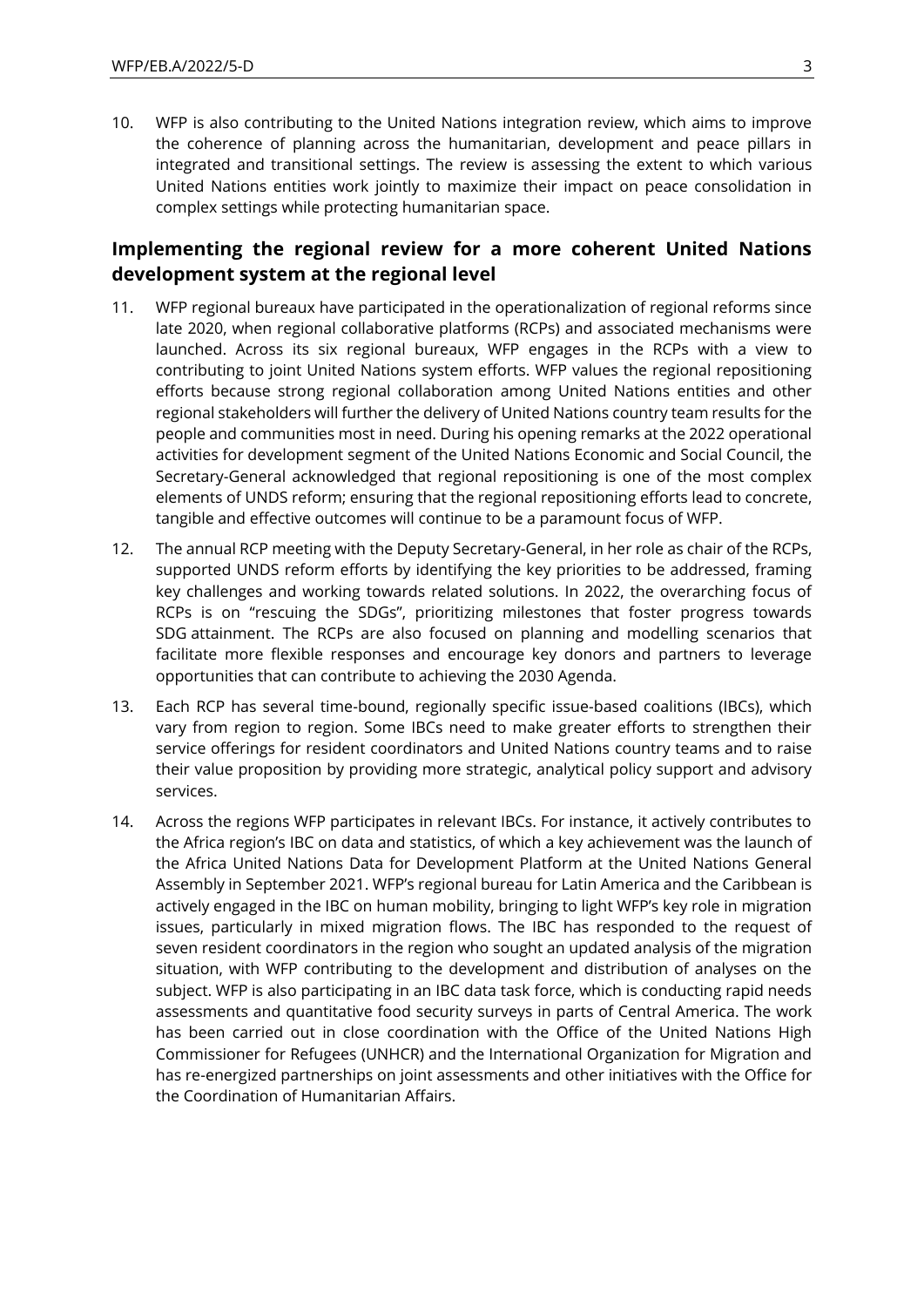10. WFP is also contributing to the United Nations integration review, which aims to improve the coherence of planning across the humanitarian, development and peace pillars in integrated and transitional settings. The review is assessing the extent to which various United Nations entities work jointly to maximize their impact on peace consolidation in complex settings while protecting humanitarian space.

## Implementing the regional review for a more coherent United Nations development system at the regional level

11. WFP regional bureaux have participated in the operationalization of regional reforms since late 2020, when regional collaborative platforms (RCPs) and associated mechanisms were launched. Across its six regional bureaux, WFP engages in the RCPs with a view to contributing to joint United Nations system efforts. WFP values the regional repositioning efforts because strong regional collaboration among United Nations entities and other regional stakeholders will further the delivery of United Nations country team results for the people and communities most in need. During his opening remarks at the 2022 operational activities for development segment of the United Nations Economic and Social Council, the Secretary-General acknowledged that regional repositioning is one of the most complex elements of UNDS reform; ensuring that the regional repositioning efforts lead to concrete, tangible and effective outcomes will continue to be a paramount focus of WFP.

12. The annual RCP meeting with the Deputy Secretary-General, in her role as chair of the RCPs, supported UNDS reform efforts by identifying the key priorities to be addressed, framing key challenges and working towards related solutions. In 2022, the overarching focus of RCPs is on "rescuing the SDGs", prioritizing milestones that foster progress towards SDG attainment. The RCPs are also focused on planning and modelling scenarios that facilitate more flexible responses and encourage key donors and partners to leverage opportunities that can contribute to achieving the 2030 Agenda.

13. Each RCP has several time-bound, regionally specific issue-based coalitions (IBCs), which vary from region to region. Some IBCs need to make greater efforts to strengthen their service offerings for resident coordinators and United Nations country teams and to raise their value proposition by providing more strategic, analytical policy support and advisory services.

14. Across the regions WFP participates in relevant IBCs. For instance, it actively contributes to the Africa region's IBC on data and statistics, of which a key achievement was the launch of the Africa United Nations Data for Development Platform at the United Nations General Assembly in September 2021. WFP's regional bureau for Latin America and the Caribbean is actively engaged in the IBC on human mobility, bringing to light WFP's key role in migration issues, particularly in mixed migration flows. The IBC has responded to the request of seven resident coordinators in the region who sought an updated analysis of the migration situation, with WFP contributing to the development and distribution of analyses on the subject. WFP is also participating in an IBC data task force, which is conducting rapid needs assessments and quantitative food security surveys in parts of Central America. The work has been carried out in close coordination with the Office of the United Nations High Commissioner for Refugees (UNHCR) and the International Organization for Migration and has re-energized partnerships on joint assessments and other initiatives with the Office for the Coordination of Humanitarian Affairs.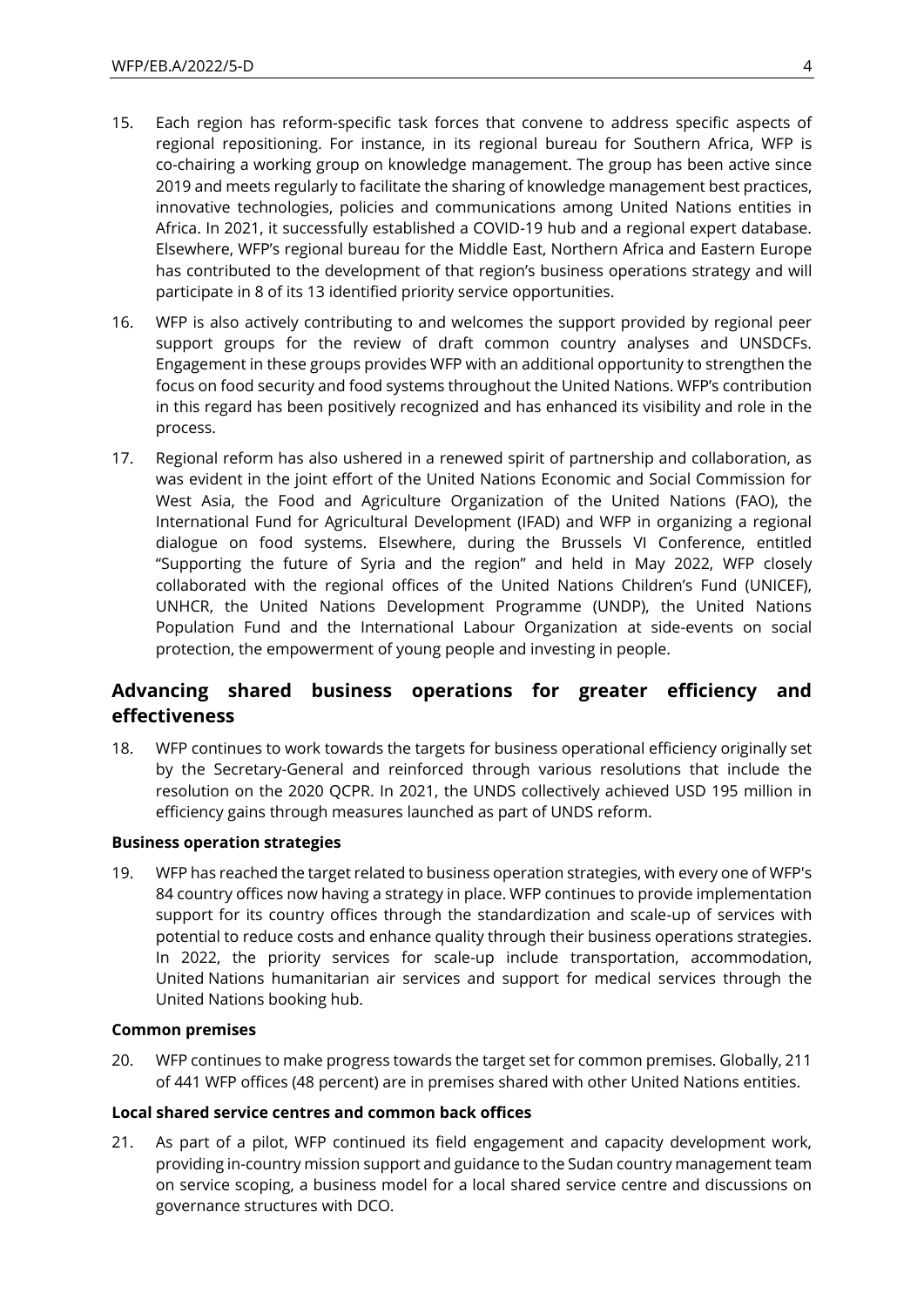15. Each region has reform-specific task forces that convene to address specific aspects of regional repositioning. For instance, in its regional bureau for Southern Africa, WFP is co-chairing a working group on knowledge management. The group has been active since 2019 and meets regularly to facilitate the sharing of knowledge management best practices, innovative technologies, policies and communications among United Nations entities in Africa. In 2021, it successfully established a COVID-19 hub and a regional expert database. Elsewhere, WFP's regional bureau for the Middle East, Northern Africa and Eastern Europe has contributed to the development of that region's business operations strategy and will participate in 8 of its 13 identified priority service opportunities.

16. WFP is also actively contributing to and welcomes the support provided by regional peer support groups for the review of draft common country analyses and UNSDCFs. Engagement in these groups provides WFP with an additional opportunity to strengthen the focus on food security and food systems throughout the United Nations. WFP's contribution in this regard has been positively recognized and has enhanced its visibility and role in the process.

17. Regional reform has also ushered in a renewed spirit of partnership and collaboration, as was evident in the joint effort of the United Nations Economic and Social Commission for West Asia, the Food and Agriculture Organization of the United Nations (FAO), the International Fund for Agricultural Development (IFAD) and WFP in organizing a regional dialogue on food systems. Elsewhere, during the Brussels VI Conference, entitled "Supporting the future of Syria and the region" and held in May 2022, WFP closely collaborated with the regional offices of the United Nations Children's Fund (UNICEF), UNHCR, the United Nations Development Programme (UNDP), the United Nations Population Fund and the International Labour Organization at side-events on social protection, the empowerment of young people and investing in people.

## Advancing shared business operations for greater efficiency and effectiveness

18. WFP continues to work towards the targets for business operational efficiency originally set by the Secretary-General and reinforced through various resolutions that include the resolution on the 2020 QCPR. In 2021, the UNDS collectively achieved USD 195 million in efficiency gains through measures launched as part of UNDS reform.

**Business operation strategies**

19. WFP has reached the target related to business operation strategies, with every one of WFP's 84 country offices now having a strategy in place. WFP continues to provide implementation support for its country offices through the standardization and scale-up of services with potential to reduce costs and enhance quality through their business operations strategies. In 2022, the priority services for scale-up include transportation, accommodation, United Nations humanitarian air services and support for medical services through the United Nations booking hub.

**Common premises**

20. WFP continues to make progress towards the target set for common premises. Globally, 211 of 441 WFP offices (48 percent) are in premises shared with other United Nations entities.

**Local shared service centres and common back offices**

21. As part of a pilot, WFP continued its field engagement and capacity development work, providing in-country mission support and guidance to the Sudan country management team on service scoping, a business model for a local shared service centre and discussions on governance structures with DCO.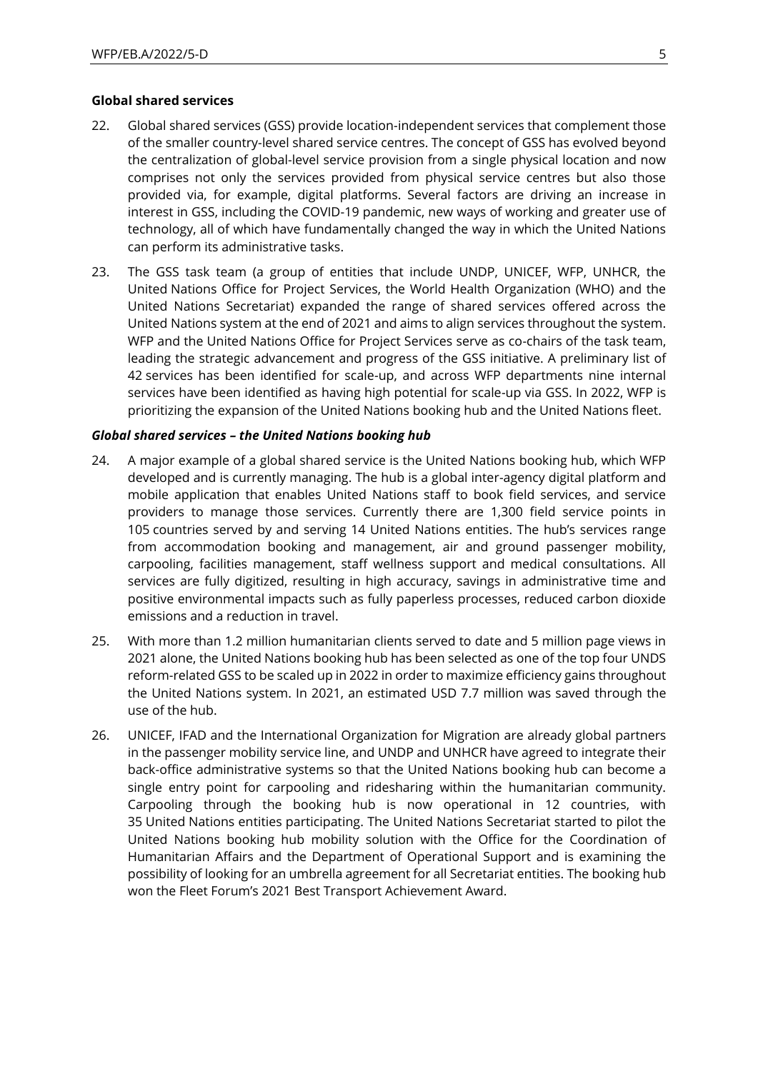**Global shared services**

22. Global shared services (GSS) provide location-independent services that complement those of the smaller country-level shared service centres. The concept of GSS has evolved beyond the centralization of global-level service provision from a single physical location and now comprises not only the services provided from physical service centres but also those provided via, for example, digital platforms. Several factors are driving an increase in interest in GSS, including the COVID-19 pandemic, new ways of working and greater use of technology, all of which have fundamentally changed the way in which the United Nations can perform its administrative tasks.

23. The GSS task team (a group of entities that include UNDP, UNICEF, WFP, UNHCR, the United Nations Office for Project Services, the World Health Organization (WHO) and the United Nations Secretariat) expanded the range of shared services offered across the United Nations system at the end of 2021 and aims to align services throughout the system. WFP and the United Nations Office for Project Services serve as co-chairs of the task team, leading the strategic advancement and progress of the GSS initiative. A preliminary list of 42 services has been identified for scale-up, and across WFP departments nine internal services have been identified as having high potential for scale-up via GSS. In 2022, WFP is prioritizing the expansion of the United Nations booking hub and the United Nations fleet.

***Global shared services – the United Nations booking hub***

24. A major example of a global shared service is the United Nations booking hub, which WFP developed and is currently managing. The hub is a global inter-agency digital platform and mobile application that enables United Nations staff to book field services, and service providers to manage those services. Currently there are 1,300 field service points in 105 countries served by and serving 14 United Nations entities. The hub's services range from accommodation booking and management, air and ground passenger mobility, carpooling, facilities management, staff wellness support and medical consultations. All services are fully digitized, resulting in high accuracy, savings in administrative time and positive environmental impacts such as fully paperless processes, reduced carbon dioxide emissions and a reduction in travel.

25. With more than 1.2 million humanitarian clients served to date and 5 million page views in 2021 alone, the United Nations booking hub has been selected as one of the top four UNDS reform-related GSS to be scaled up in 2022 in order to maximize efficiency gains throughout the United Nations system. In 2021, an estimated USD 7.7 million was saved through the use of the hub.

26. UNICEF, IFAD and the International Organization for Migration are already global partners in the passenger mobility service line, and UNDP and UNHCR have agreed to integrate their back-office administrative systems so that the United Nations booking hub can become a single entry point for carpooling and ridesharing within the humanitarian community. Carpooling through the booking hub is now operational in 12 countries, with 35 United Nations entities participating. The United Nations Secretariat started to pilot the United Nations booking hub mobility solution with the Office for the Coordination of Humanitarian Affairs and the Department of Operational Support and is examining the possibility of looking for an umbrella agreement for all Secretariat entities. The booking hub won the Fleet Forum's 2021 Best Transport Achievement Award.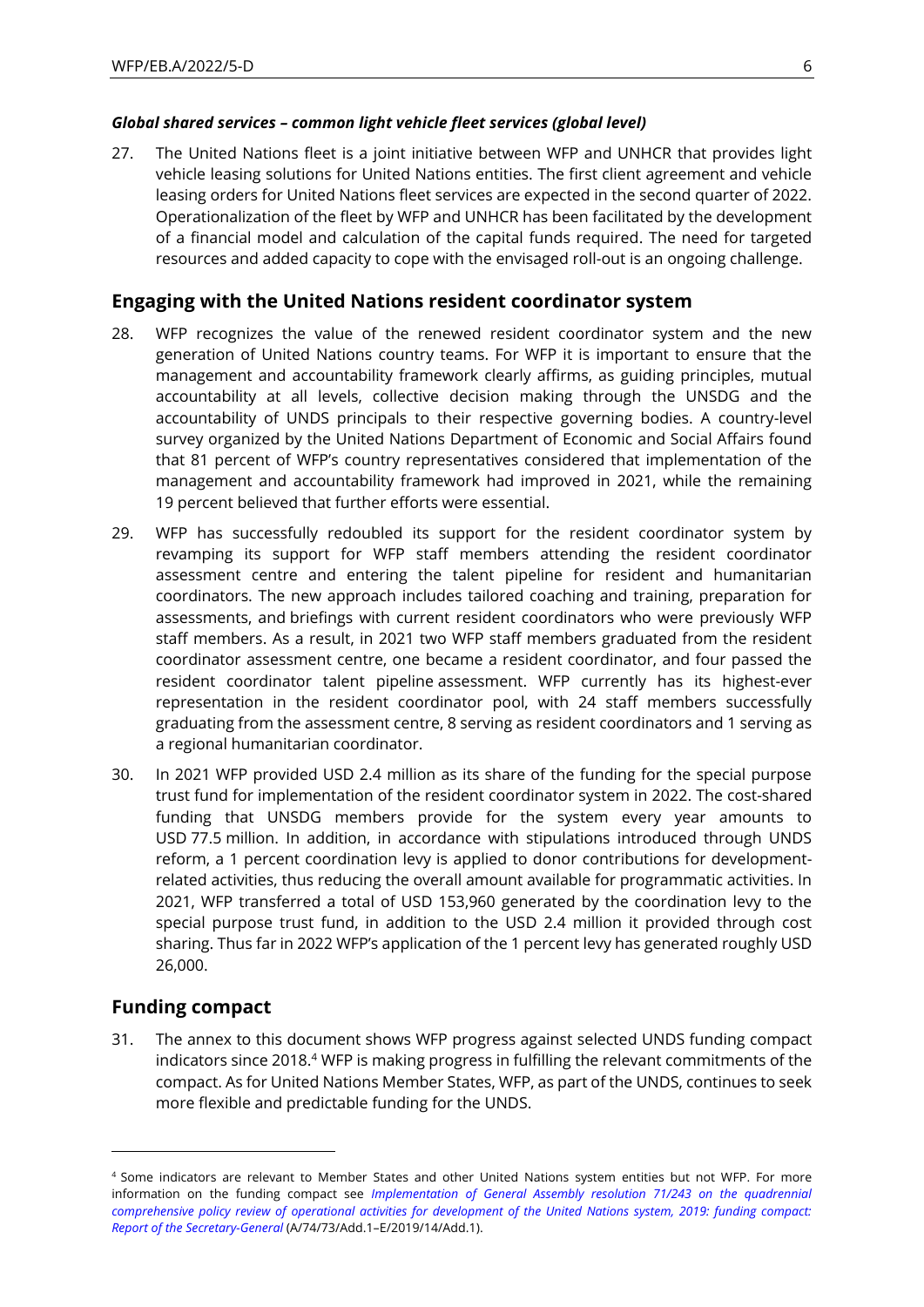***Global shared services – common light vehicle fleet services (global level)***

27. The United Nations fleet is a joint initiative between WFP and UNHCR that provides light vehicle leasing solutions for United Nations entities. The first client agreement and vehicle leasing orders for United Nations fleet services are expected in the second quarter of 2022. Operationalization of the fleet by WFP and UNHCR has been facilitated by the development of a financial model and calculation of the capital funds required. The need for targeted resources and added capacity to cope with the envisaged roll-out is an ongoing challenge.

## Engaging with the United Nations resident coordinator system

28. WFP recognizes the value of the renewed resident coordinator system and the new generation of United Nations country teams. For WFP it is important to ensure that the management and accountability framework clearly affirms, as guiding principles, mutual accountability at all levels, collective decision making through the UNSDG and the accountability of UNDS principals to their respective governing bodies. A country-level survey organized by the United Nations Department of Economic and Social Affairs found that 81 percent of WFP's country representatives considered that implementation of the management and accountability framework had improved in 2021, while the remaining 19 percent believed that further efforts were essential.

29. WFP has successfully redoubled its support for the resident coordinator system by revamping its support for WFP staff members attending the resident coordinator assessment centre and entering the talent pipeline for resident and humanitarian coordinators. The new approach includes tailored coaching and training, preparation for assessments, and briefings with current resident coordinators who were previously WFP staff members. As a result, in 2021 two WFP staff members graduated from the resident coordinator assessment centre, one became a resident coordinator, and four passed the resident coordinator talent pipeline assessment. WFP currently has its highest-ever representation in the resident coordinator pool, with 24 staff members successfully graduating from the assessment centre, 8 serving as resident coordinators and 1 serving as a regional humanitarian coordinator.

30. In 2021 WFP provided USD 2.4 million as its share of the funding for the special purpose trust fund for implementation of the resident coordinator system in 2022. The cost-shared funding that UNSDG members provide for the system every year amounts to USD 77.5 million. In addition, in accordance with stipulations introduced through UNDS reform, a 1 percent coordination levy is applied to donor contributions for development-related activities, thus reducing the overall amount available for programmatic activities. In 2021, WFP transferred a total of USD 153,960 generated by the coordination levy to the special purpose trust fund, in addition to the USD 2.4 million it provided through cost sharing. Thus far in 2022 WFP's application of the 1 percent levy has generated roughly USD 26,000.

## Funding compact

31. The annex to this document shows WFP progress against selected UNDS funding compact indicators since 2018.[4] WFP is making progress in fulfilling the relevant commitments of the compact. As for United Nations Member States, WFP, as part of the UNDS, continues to seek more flexible and predictable funding for the UNDS.

---

[4] Some indicators are relevant to Member States and other United Nations system entities but not WFP. For more information on the funding compact see *Implementation of General Assembly resolution 71/243 on the quadrennial comprehensive policy review of operational activities for development of the United Nations system, 2019: funding compact: Report of the Secretary-General* (A/74/73/Add.1–E/2019/14/Add.1).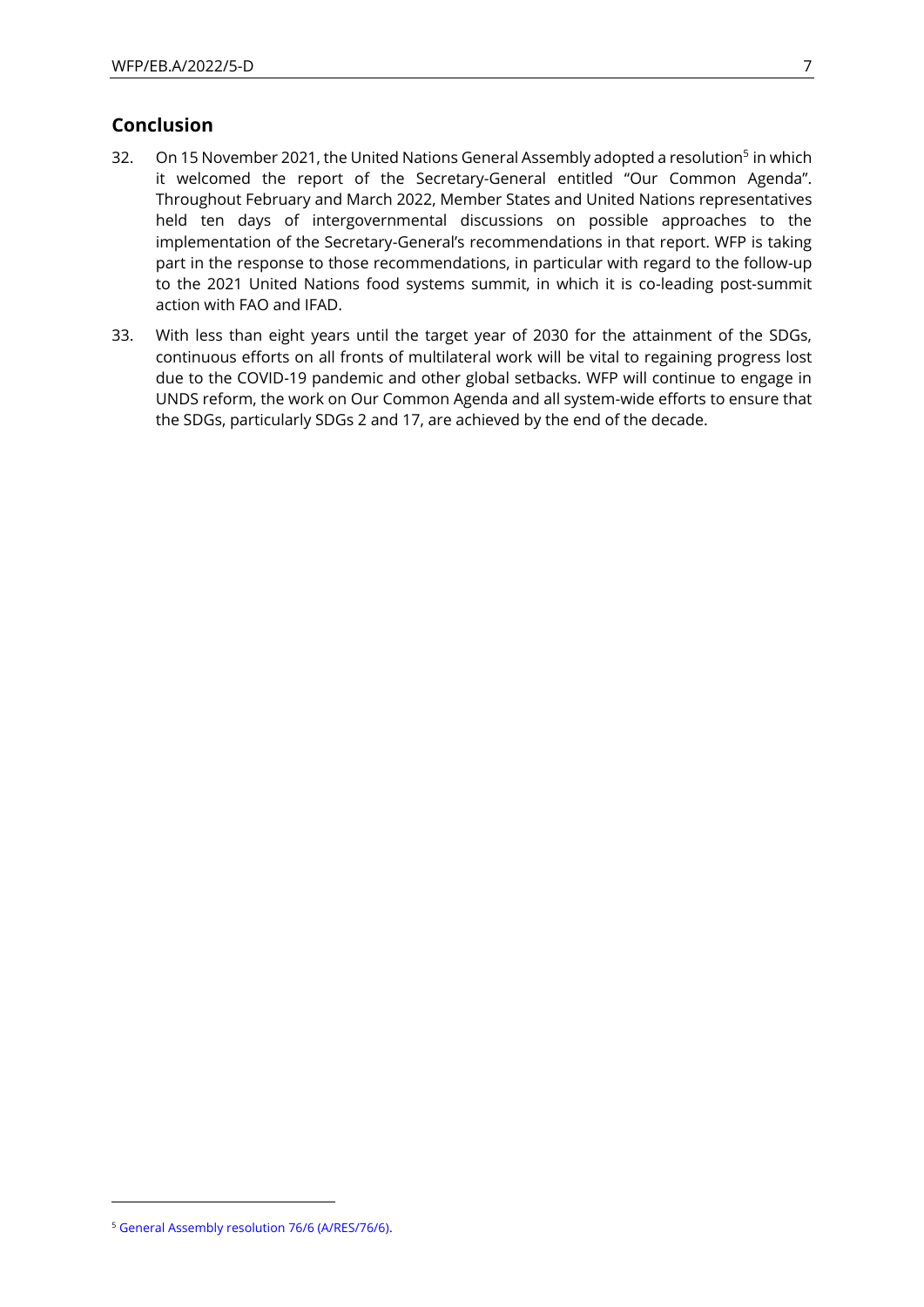## Conclusion

32. On 15 November 2021, the United Nations General Assembly adopted a resolution[5] in which it welcomed the report of the Secretary-General entitled "Our Common Agenda". Throughout February and March 2022, Member States and United Nations representatives held ten days of intergovernmental discussions on possible approaches to the implementation of the Secretary-General's recommendations in that report. WFP is taking part in the response to those recommendations, in particular with regard to the follow-up to the 2021 United Nations food systems summit, in which it is co-leading post-summit action with FAO and IFAD.

33. With less than eight years until the target year of 2030 for the attainment of the SDGs, continuous efforts on all fronts of multilateral work will be vital to regaining progress lost due to the COVID-19 pandemic and other global setbacks. WFP will continue to engage in UNDS reform, the work on Our Common Agenda and all system-wide efforts to ensure that the SDGs, particularly SDGs 2 and 17, are achieved by the end of the decade.

---

[5] General Assembly resolution 76/6 (A/RES/76/6).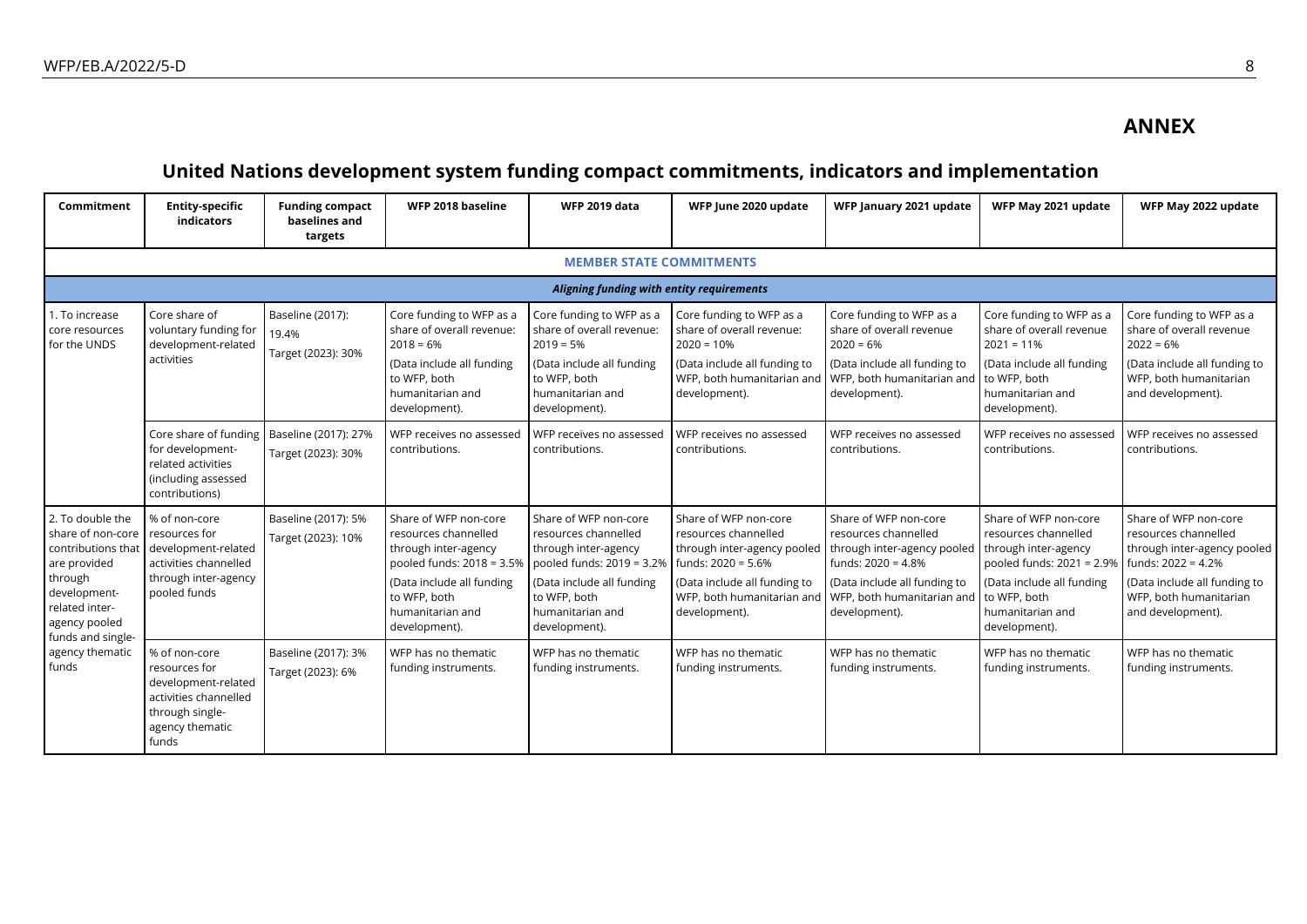## ANNEX

# United Nations development system funding compact commitments, indicators and implementation

| Commitment | Entity-specific indicators | Funding compact baselines and targets | WFP 2018 baseline | WFP 2019 data | WFP June 2020 update | WFP January 2021 update | WFP May 2021 update | WFP May 2022 update |
|---|---|---|---|---|---|---|---|---|
| **MEMBER STATE COMMITMENTS** | | | | | | | | |
| ***Aligning funding with entity requirements*** | | | | | | | | |
| 1. To increase core resources for the UNDS | Core share of voluntary funding for development-related activities | Baseline (2017): 19.4%<br>Target (2023): 30% | Core funding to WFP as a share of overall revenue: 2018 = 6%<br>(Data include all funding to WFP, both humanitarian and development). | Core funding to WFP as a share of overall revenue: 2019 = 5%<br>(Data include all funding to WFP, both humanitarian and development). | Core funding to WFP as a share of overall revenue: 2020 = 10%<br>(Data include all funding to WFP, both humanitarian and development). | Core funding to WFP as a share of overall revenue 2020 = 6%<br>(Data include all funding to WFP, both humanitarian and development). | Core funding to WFP as a share of overall revenue 2021 = 11%<br>(Data include all funding to WFP, both humanitarian and development). | Core funding to WFP as a share of overall revenue 2022 = 6%<br>(Data include all funding to WFP, both humanitarian and development). |
| | Core share of funding for development-related activities (including assessed contributions) | Baseline (2017): 27%<br>Target (2023): 30% | WFP receives no assessed contributions. | WFP receives no assessed contributions. | WFP receives no assessed contributions. | WFP receives no assessed contributions. | WFP receives no assessed contributions. | WFP receives no assessed contributions. |
| 2. To double the share of non-core contributions that are provided through development-related inter-agency pooled funds and single-agency thematic funds | % of non-core resources for development-related activities channelled through inter-agency pooled funds | Baseline (2017): 5%<br>Target (2023): 10% | Share of WFP non-core resources channelled through inter-agency pooled funds: 2018 = 3.5%<br>(Data include all funding to WFP, both humanitarian and development). | Share of WFP non-core resources channelled through inter-agency pooled funds: 2019 = 3.2%<br>(Data include all funding to WFP, both humanitarian and development). | Share of WFP non-core resources channelled through inter-agency pooled funds: 2020 = 5.6%<br>(Data include all funding to WFP, both humanitarian and development). | Share of WFP non-core resources channelled through inter-agency pooled funds: 2020 = 4.8%<br>(Data include all funding to WFP, both humanitarian and development). | Share of WFP non-core resources channelled through inter-agency pooled funds: 2021 = 2.9%<br>(Data include all funding to WFP, both humanitarian and development). | Share of WFP non-core resources channelled through inter-agency pooled funds: 2022 = 4.2%<br>(Data include all funding to WFP, both humanitarian and development). |
| | % of non-core resources for development-related activities channelled through single-agency thematic funds | Baseline (2017): 3%<br>Target (2023): 6% | WFP has no thematic funding instruments. | WFP has no thematic funding instruments. | WFP has no thematic funding instruments. | WFP has no thematic funding instruments. | WFP has no thematic funding instruments. | WFP has no thematic funding instruments. |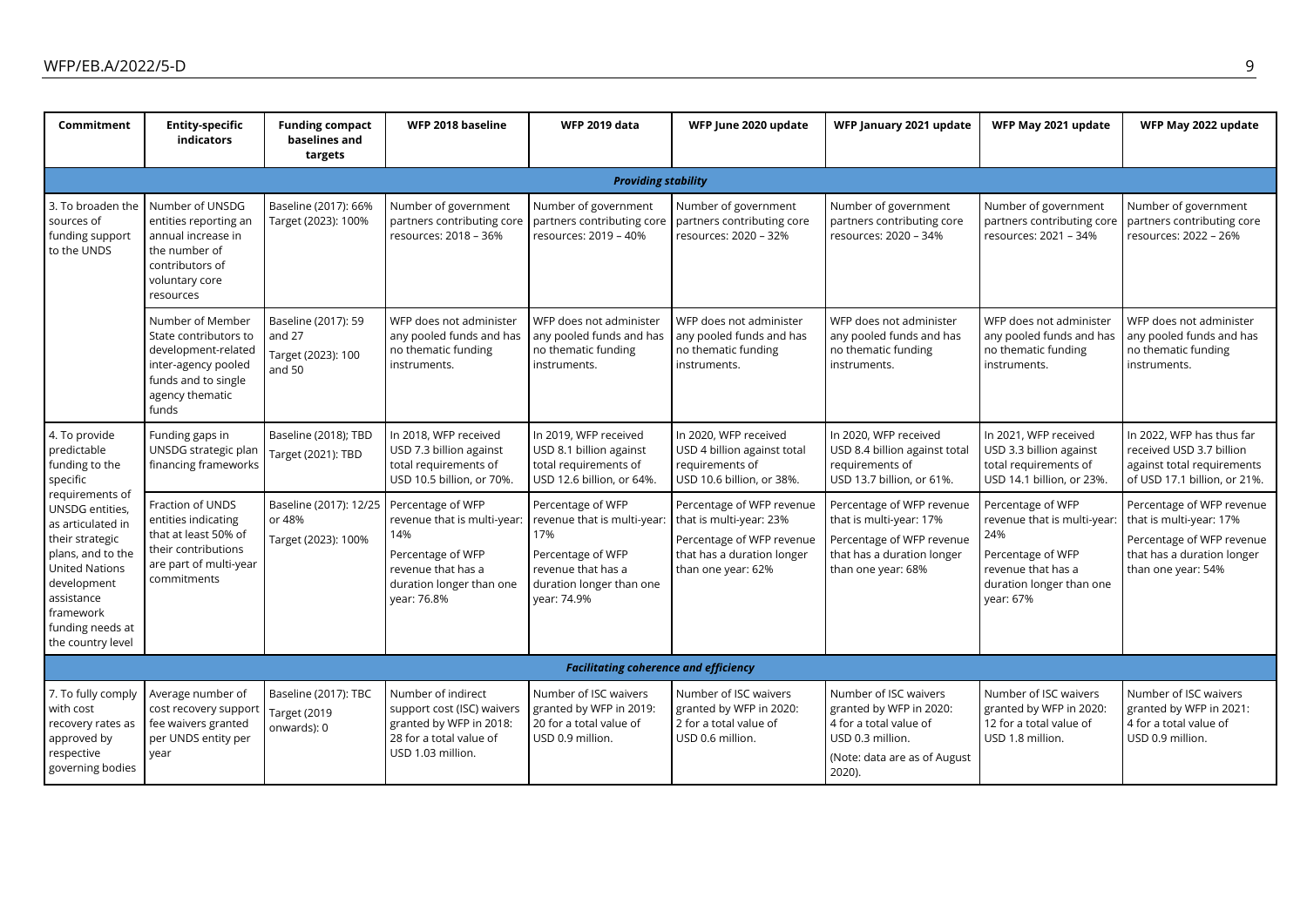| Commitment | Entity-specific indicators | Funding compact baselines and targets | WFP 2018 baseline | WFP 2019 data | WFP June 2020 update | WFP January 2021 update | WFP May 2021 update | WFP May 2022 update |
|---|---|---|---|---|---|---|---|---|
| ***Providing stability*** | | | | | | | | |
| 3. To broaden the sources of funding support to the UNDS | Number of UNSDG entities reporting an annual increase in the number of contributors of voluntary core resources | Baseline (2017): 66% Target (2023): 100% | Number of government partners contributing core resources: 2018 – 36% | Number of government partners contributing core resources: 2019 – 40% | Number of government partners contributing core resources: 2020 – 32% | Number of government partners contributing core resources: 2020 – 34% | Number of government partners contributing core resources: 2021 – 34% | Number of government partners contributing core resources: 2022 – 26% |
| | Number of Member State contributors to development-related inter-agency pooled funds and to single agency thematic funds | Baseline (2017): 59 and 27 Target (2023): 100 and 50 | WFP does not administer any pooled funds and has no thematic funding instruments. | WFP does not administer any pooled funds and has no thematic funding instruments. | WFP does not administer any pooled funds and has no thematic funding instruments. | WFP does not administer any pooled funds and has no thematic funding instruments. | WFP does not administer any pooled funds and has no thematic funding instruments. | WFP does not administer any pooled funds and has no thematic funding instruments. |
| 4. To provide predictable funding to the specific requirements of UNSDG entities, as articulated in their strategic plans, and to the United Nations development assistance framework funding needs at the country level | Funding gaps in UNSDG strategic plan financing frameworks | Baseline (2018); TBD Target (2021): TBD | In 2018, WFP received USD 7.3 billion against total requirements of USD 10.5 billion, or 70%. | In 2019, WFP received USD 8.1 billion against total requirements of USD 12.6 billion, or 64%. | In 2020, WFP received USD 4 billion against total requirements of USD 10.6 billion, or 38%. | In 2020, WFP received USD 8.4 billion against total requirements of USD 13.7 billion, or 61%. | In 2021, WFP received USD 3.3 billion against total requirements of USD 14.1 billion, or 23%. | In 2022, WFP has thus far received USD 3.7 billion against total requirements of USD 17.1 billion, or 21%. |
| | Fraction of UNDS entities indicating that at least 50% of their contributions are part of multi-year commitments | Baseline (2017): 12/25 or 48% Target (2023): 100% | Percentage of WFP revenue that is multi-year: 14% Percentage of WFP revenue that has a duration longer than one year: 76.8% | Percentage of WFP revenue that is multi-year: 17% Percentage of WFP revenue that has a duration longer than one year: 74.9% | Percentage of WFP revenue that is multi-year: 23% Percentage of WFP revenue that has a duration longer than one year: 62% | Percentage of WFP revenue that is multi-year: 17% Percentage of WFP revenue that has a duration longer than one year: 68% | Percentage of WFP revenue that is multi-year: 24% Percentage of WFP revenue that has a duration longer than one year: 67% | Percentage of WFP revenue that is multi-year: 17% Percentage of WFP revenue that has a duration longer than one year: 54% |
| ***Facilitating coherence and efficiency*** | | | | | | | | |
| 7. To fully comply with cost recovery rates as approved by respective governing bodies | Average number of cost recovery support fee waivers granted per UNDS entity per year | Baseline (2017): TBC Target (2019 onwards): 0 | Number of indirect support cost (ISC) waivers granted by WFP in 2018: 28 for a total value of USD 1.03 million. | Number of ISC waivers granted by WFP in 2019: 20 for a total value of USD 0.9 million. | Number of ISC waivers granted by WFP in 2020: 2 for a total value of USD 0.6 million. | Number of ISC waivers granted by WFP in 2020: 4 for a total value of USD 0.3 million. (Note: data are as of August 2020). | Number of ISC waivers granted by WFP in 2020: 12 for a total value of USD 1.8 million. | Number of ISC waivers granted by WFP in 2021: 4 for a total value of USD 0.9 million. |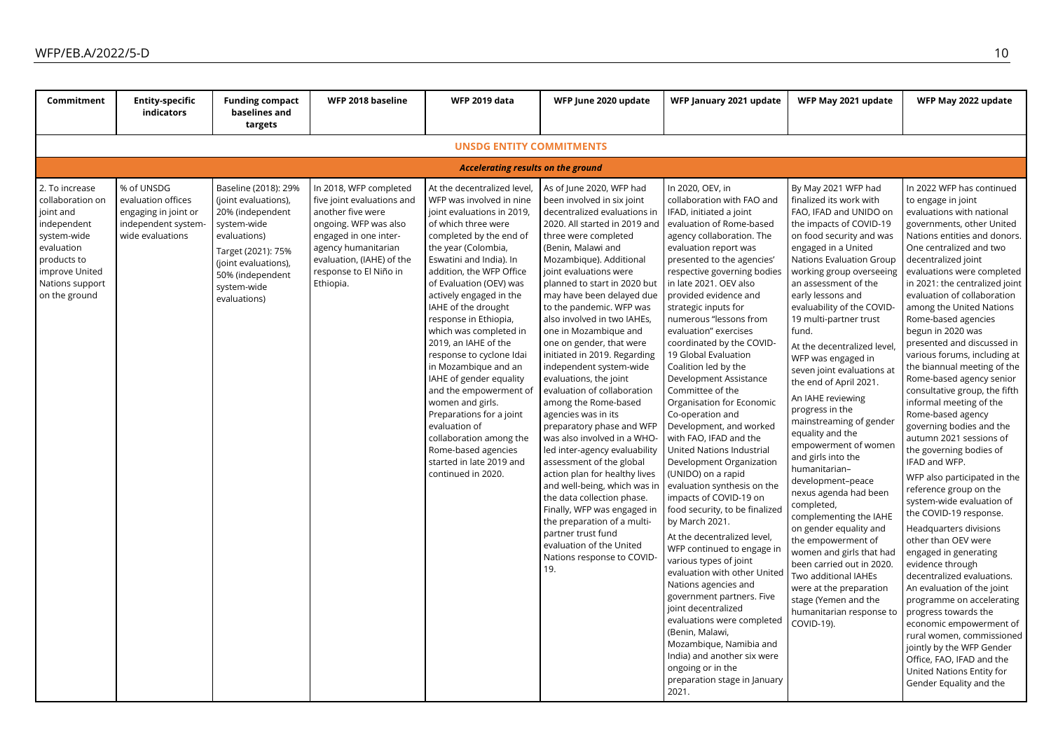| Commitment | Entity-specific indicators | Funding compact baselines and targets | WFP 2018 baseline | WFP 2019 data | WFP June 2020 update | WFP January 2021 update | WFP May 2021 update | WFP May 2022 update |
|---|---|---|---|---|---|---|---|---|
| **UNSDG ENTITY COMMITMENTS** | | | | | | | | |
| ***Accelerating results on the ground*** | | | | | | | | |
| 2. To increase collaboration on joint and independent system-wide evaluation products to improve United Nations support on the ground | % of UNSDG evaluation offices engaging in joint or independent system-wide evaluations | Baseline (2018): 29% (joint evaluations), 20% (independent system-wide evaluations)<br><br>Target (2021): 75% (joint evaluations), 50% (independent system-wide evaluations) | In 2018, WFP completed five joint evaluations and another five were ongoing. WFP was also engaged in one inter-agency humanitarian evaluation, (IAHE) of the response to El Niño in Ethiopia. | At the decentralized level, WFP was involved in nine joint evaluations in 2019, of which three were completed by the end of the year (Colombia, Eswatini and India). In addition, the WFP Office of Evaluation (OEV) was actively engaged in the IAHE of the drought response in Ethiopia, which was completed in 2019, an IAHE of the response to cyclone Idai in Mozambique and an IAHE of gender equality and the empowerment of women and girls. Preparations for a joint evaluation of collaboration among the Rome-based agencies started in late 2019 and continued in 2020. | As of June 2020, WFP had been involved in six joint decentralized evaluations in 2020. All started in 2019 and three were completed (Benin, Malawi and Mozambique). Additional joint evaluations were planned to start in 2020 but may have been delayed due to the pandemic. WFP was also involved in two IAHEs, one in Mozambique and one on gender, that were initiated in 2019. Regarding independent system-wide evaluations, the joint evaluation of collaboration among the Rome-based agencies was in its preparatory phase and WFP was also involved in a WHO-led inter-agency evaluability assessment of the global action plan for healthy lives and well-being, which was in the data collection phase. Finally, WFP was engaged in the preparation of a multi-partner trust fund evaluation of the United Nations response to COVID-19. | In 2020, OEV, in collaboration with FAO and IFAD, initiated a joint evaluation of Rome-based agency collaboration. The evaluation report was presented to the agencies' respective governing bodies in late 2021. OEV also provided evidence and strategic inputs for numerous "lessons from evaluation" exercises coordinated by the COVID-19 Global Evaluation Coalition led by the Development Assistance Committee of the Organisation for Economic Co-operation and Development, and worked with FAO, IFAD and the United Nations Industrial Development Organization (UNIDO) on a rapid evaluation synthesis on the impacts of COVID-19 on food security, to be finalized by March 2021.<br><br>At the decentralized level, WFP continued to engage in various types of joint evaluation with other United Nations agencies and government partners. Five joint decentralized evaluations were completed (Benin, Malawi, Mozambique, Namibia and India) and another six were ongoing or in the preparation stage in January 2021. | By May 2021 WFP had finalized its work with FAO, IFAD and UNIDO on the impacts of COVID-19 on food security and was engaged in a United Nations Evaluation Group working group overseeing an assessment of the early lessons and evaluability of the COVID-19 multi-partner trust fund.<br><br>At the decentralized level, WFP was engaged in seven joint evaluations at the end of April 2021.<br><br>An IAHE reviewing progress in the mainstreaming of gender equality and the empowerment of women and girls into the humanitarian–development–peace nexus agenda had been completed, complementing the IAHE on gender equality and the empowerment of women and girls that had been carried out in 2020. Two additional IAHEs were at the preparation stage (Yemen and the humanitarian response to COVID-19). | In 2022 WFP has continued to engage in joint evaluations with national governments, other United Nations entities and donors. One centralized and two decentralized joint evaluations were completed in 2021: the centralized joint evaluation of collaboration among the United Nations Rome-based agencies begun in 2020 was presented and discussed in various forums, including at the biannual meeting of the Rome-based agency senior consultative group, the fifth informal meeting of the Rome-based agency governing bodies and the autumn 2021 sessions of the governing bodies of IFAD and WFP.<br><br>WFP also participated in the reference group on the system-wide evaluation of the COVID-19 response.<br><br>Headquarters divisions other than OEV were engaged in generating evidence through decentralized evaluations. An evaluation of the joint programme on accelerating progress towards the economic empowerment of rural women, commissioned jointly by the WFP Gender Office, FAO, IFAD and the United Nations Entity for Gender Equality and the |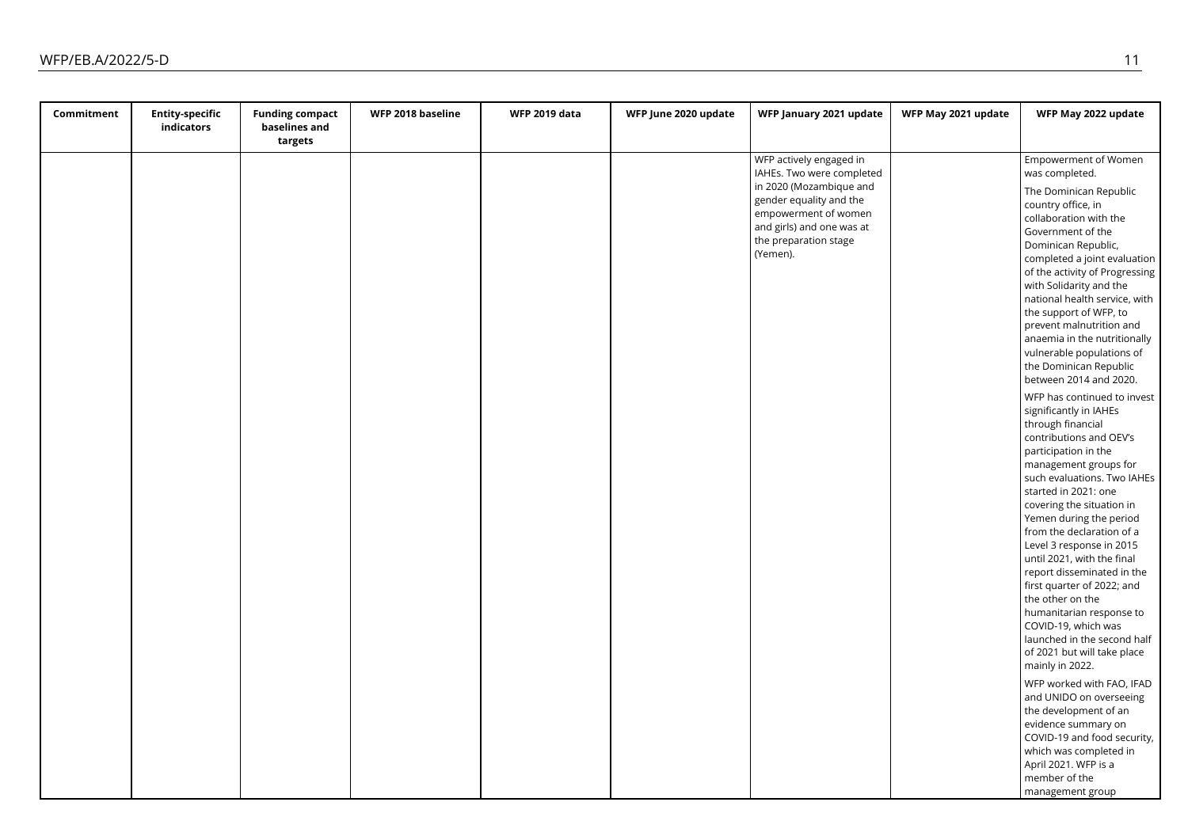| Commitment | Entity-specific indicators | Funding compact baselines and targets | WFP 2018 baseline | WFP 2019 data | WFP June 2020 update | WFP January 2021 update | WFP May 2021 update | WFP May 2022 update |
|---|---|---|---|---|---|---|---|---|
| | | | | | | WFP actively engaged in IAHEs. Two were completed in 2020 (Mozambique and gender equality and the empowerment of women and girls) and one was at the preparation stage (Yemen). | | Empowerment of Women was completed.<br><br>The Dominican Republic country office, in collaboration with the Government of the Dominican Republic, completed a joint evaluation of the activity of Progressing with Solidarity and the national health service, with the support of WFP, to prevent malnutrition and anaemia in the nutritionally vulnerable populations of the Dominican Republic between 2014 and 2020.<br><br>WFP has continued to invest significantly in IAHEs through financial contributions and OEV's participation in the management groups for such evaluations. Two IAHEs started in 2021: one covering the situation in Yemen during the period from the declaration of a Level 3 response in 2015 until 2021, with the final report disseminated in the first quarter of 2022; and the other on the humanitarian response to COVID-19, which was launched in the second half of 2021 but will take place mainly in 2022.<br><br>WFP worked with FAO, IFAD and UNIDO on overseeing the development of an evidence summary on COVID-19 and food security, which was completed in April 2021. WFP is a member of the management group |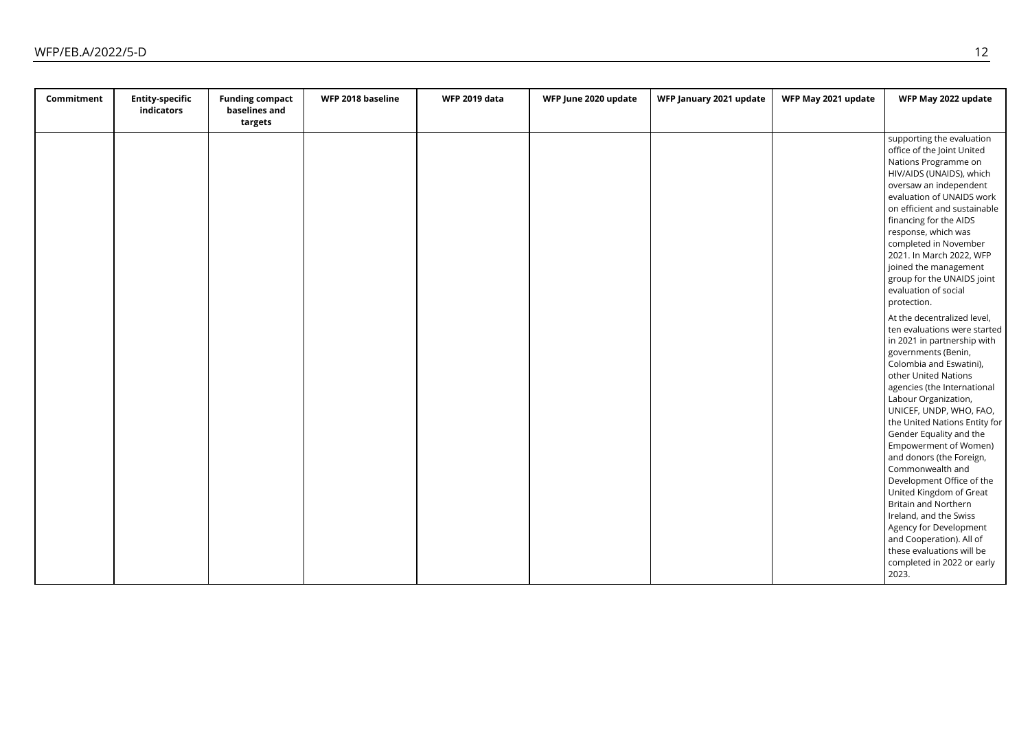| Commitment | Entity-specific indicators | Funding compact baselines and targets | WFP 2018 baseline | WFP 2019 data | WFP June 2020 update | WFP January 2021 update | WFP May 2021 update | WFP May 2022 update |
|---|---|---|---|---|---|---|---|---|
| | | | | | | | | supporting the evaluation office of the Joint United Nations Programme on HIV/AIDS (UNAIDS), which oversaw an independent evaluation of UNAIDS work on efficient and sustainable financing for the AIDS response, which was completed in November 2021. In March 2022, WFP joined the management group for the UNAIDS joint evaluation of social protection.<br><br>At the decentralized level, ten evaluations were started in 2021 in partnership with governments (Benin, Colombia and Eswatini), other United Nations agencies (the International Labour Organization, UNICEF, UNDP, WHO, FAO, the United Nations Entity for Gender Equality and the Empowerment of Women) and donors (the Foreign, Commonwealth and Development Office of the United Kingdom of Great Britain and Northern Ireland, and the Swiss Agency for Development and Cooperation). All of these evaluations will be completed in 2022 or early 2023. |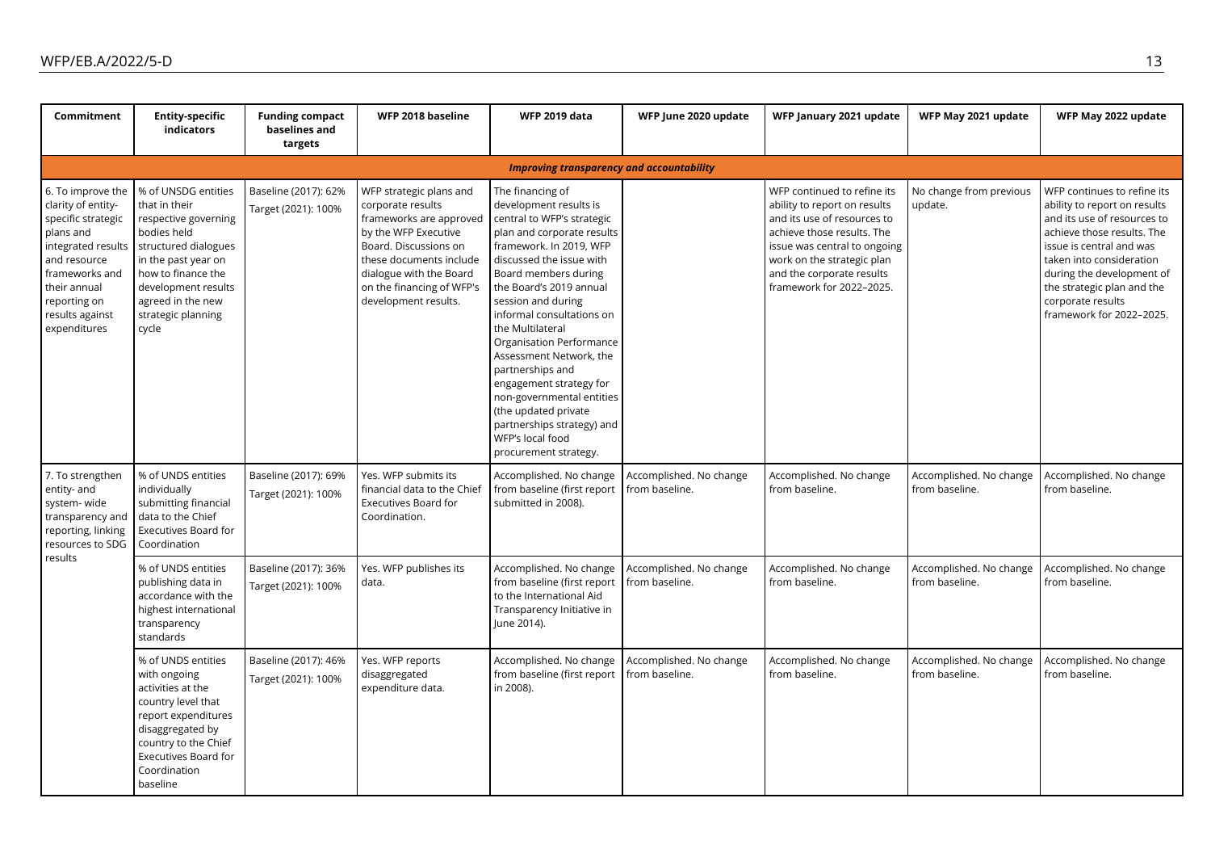| Commitment | Entity-specific indicators | Funding compact baselines and targets | WFP 2018 baseline | WFP 2019 data | WFP June 2020 update | WFP January 2021 update | WFP May 2021 update | WFP May 2022 update |
|---|---|---|---|---|---|---|---|---|
| ***Improving transparency and accountability*** | | | | | | | | |
| 6. To improve the clarity of entity-specific strategic plans and integrated results and resource frameworks and their annual reporting on results against expenditures | % of UNSDG entities that in their respective governing bodies held structured dialogues in the past year on how to finance the development results agreed in the new strategic planning cycle | Baseline (2017): 62% Target (2021): 100% | WFP strategic plans and corporate results frameworks are approved by the WFP Executive Board. Discussions on these documents include dialogue with the Board on the financing of WFP's development results. | The financing of development results is central to WFP's strategic plan and corporate results framework. In 2019, WFP discussed the issue with Board members during the Board's 2019 annual session and during informal consultations on the Multilateral Organisation Performance Assessment Network, the partnerships and engagement strategy for non-governmental entities (the updated private partnerships strategy) and WFP's local food procurement strategy. | | WFP continued to refine its ability to report on results and its use of resources to achieve those results. The issue was central to ongoing work on the strategic plan and the corporate results framework for 2022–2025. | No change from previous update. | WFP continues to refine its ability to report on results and its use of resources to achieve those results. The issue is central and was taken into consideration during the development of the strategic plan and the corporate results framework for 2022–2025. |
| 7. To strengthen entity- and system- wide transparency and reporting, linking resources to SDG results | % of UNDS entities individually submitting financial data to the Chief Executives Board for Coordination | Baseline (2017): 69% Target (2021): 100% | Yes. WFP submits its financial data to the Chief Executives Board for Coordination. | Accomplished. No change from baseline (first report submitted in 2008). | Accomplished. No change from baseline. | Accomplished. No change from baseline. | Accomplished. No change from baseline. | Accomplished. No change from baseline. |
| | % of UNDS entities publishing data in accordance with the highest international transparency standards | Baseline (2017): 36% Target (2021): 100% | Yes. WFP publishes its data. | Accomplished. No change from baseline (first report to the International Aid Transparency Initiative in June 2014). | Accomplished. No change from baseline. | Accomplished. No change from baseline. | Accomplished. No change from baseline. | Accomplished. No change from baseline. |
| | % of UNDS entities with ongoing activities at the country level that report expenditures disaggregated by country to the Chief Executives Board for Coordination baseline | Baseline (2017): 46% Target (2021): 100% | Yes. WFP reports disaggregated expenditure data. | Accomplished. No change from baseline (first report in 2008). | Accomplished. No change from baseline. | Accomplished. No change from baseline. | Accomplished. No change from baseline. | Accomplished. No change from baseline. |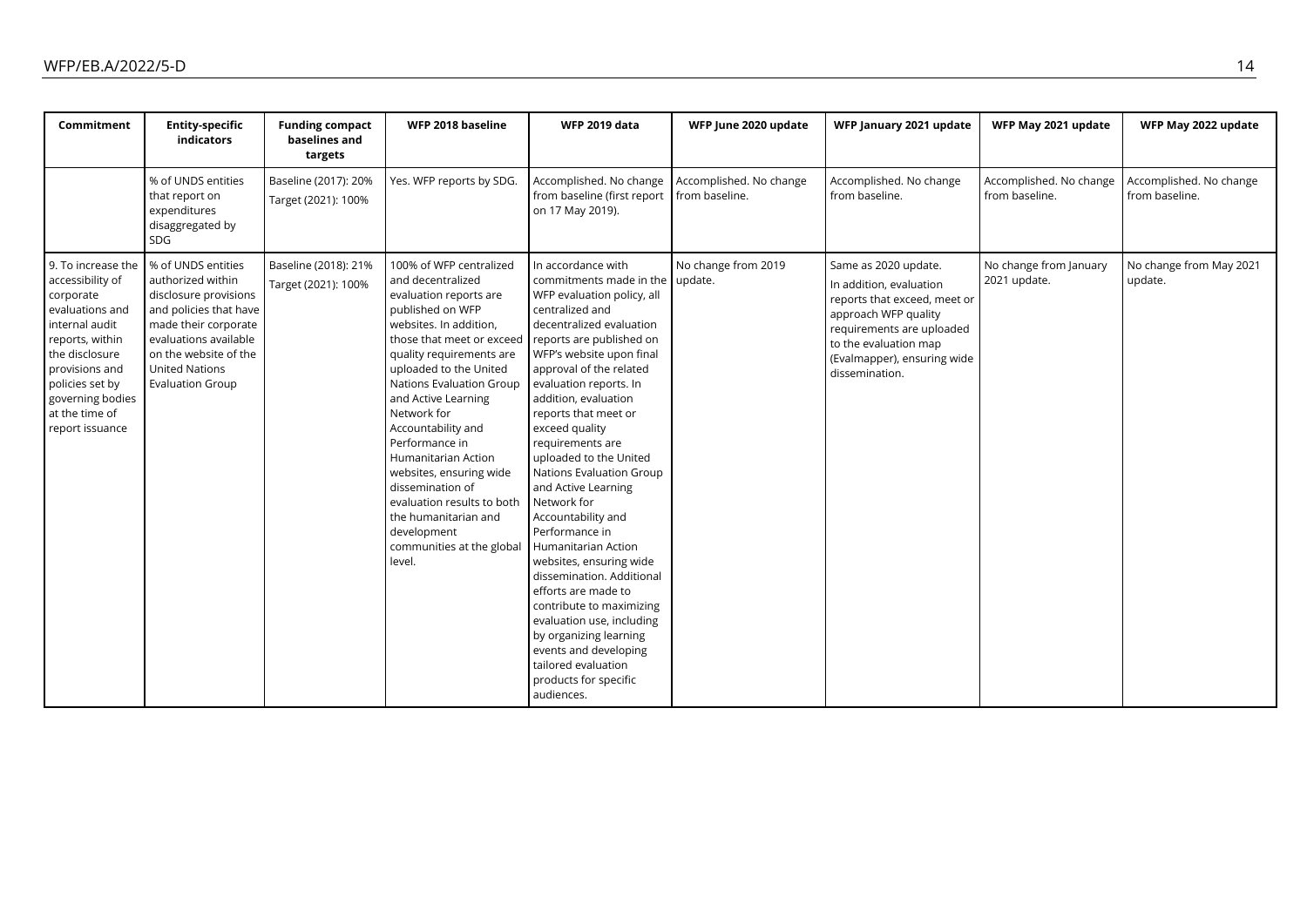| Commitment | Entity-specific indicators | Funding compact baselines and targets | WFP 2018 baseline | WFP 2019 data | WFP June 2020 update | WFP January 2021 update | WFP May 2021 update | WFP May 2022 update |
|---|---|---|---|---|---|---|---|---|
| | % of UNDS entities that report on expenditures disaggregated by SDG | Baseline (2017): 20%<br>Target (2021): 100% | Yes. WFP reports by SDG. | Accomplished. No change from baseline (first report on 17 May 2019). | Accomplished. No change from baseline. | Accomplished. No change from baseline. | Accomplished. No change from baseline. | Accomplished. No change from baseline. |
| 9. To increase the accessibility of corporate evaluations and internal audit reports, within the disclosure provisions and policies set by governing bodies at the time of report issuance | % of UNDS entities authorized within disclosure provisions and policies that have made their corporate evaluations available on the website of the United Nations Evaluation Group | Baseline (2018): 21%<br>Target (2021): 100% | 100% of WFP centralized and decentralized evaluation reports are published on WFP websites. In addition, those that meet or exceed quality requirements are uploaded to the United Nations Evaluation Group and Active Learning Network for Accountability and Performance in Humanitarian Action websites, ensuring wide dissemination of evaluation results to both the humanitarian and development communities at the global level. | In accordance with commitments made in the WFP evaluation policy, all centralized and decentralized evaluation reports are published on WFP's website upon final approval of the related evaluation reports. In addition, evaluation reports that meet or exceed quality requirements are uploaded to the United Nations Evaluation Group and Active Learning Network for Accountability and Performance in Humanitarian Action websites, ensuring wide dissemination. Additional efforts are made to contribute to maximizing evaluation use, including by organizing learning events and developing tailored evaluation products for specific audiences. | No change from 2019 update. | Same as 2020 update.<br>In addition, evaluation reports that exceed, meet or approach WFP quality requirements are uploaded to the evaluation map (Evalmapper), ensuring wide dissemination. | No change from January 2021 update. | No change from May 2021 update. |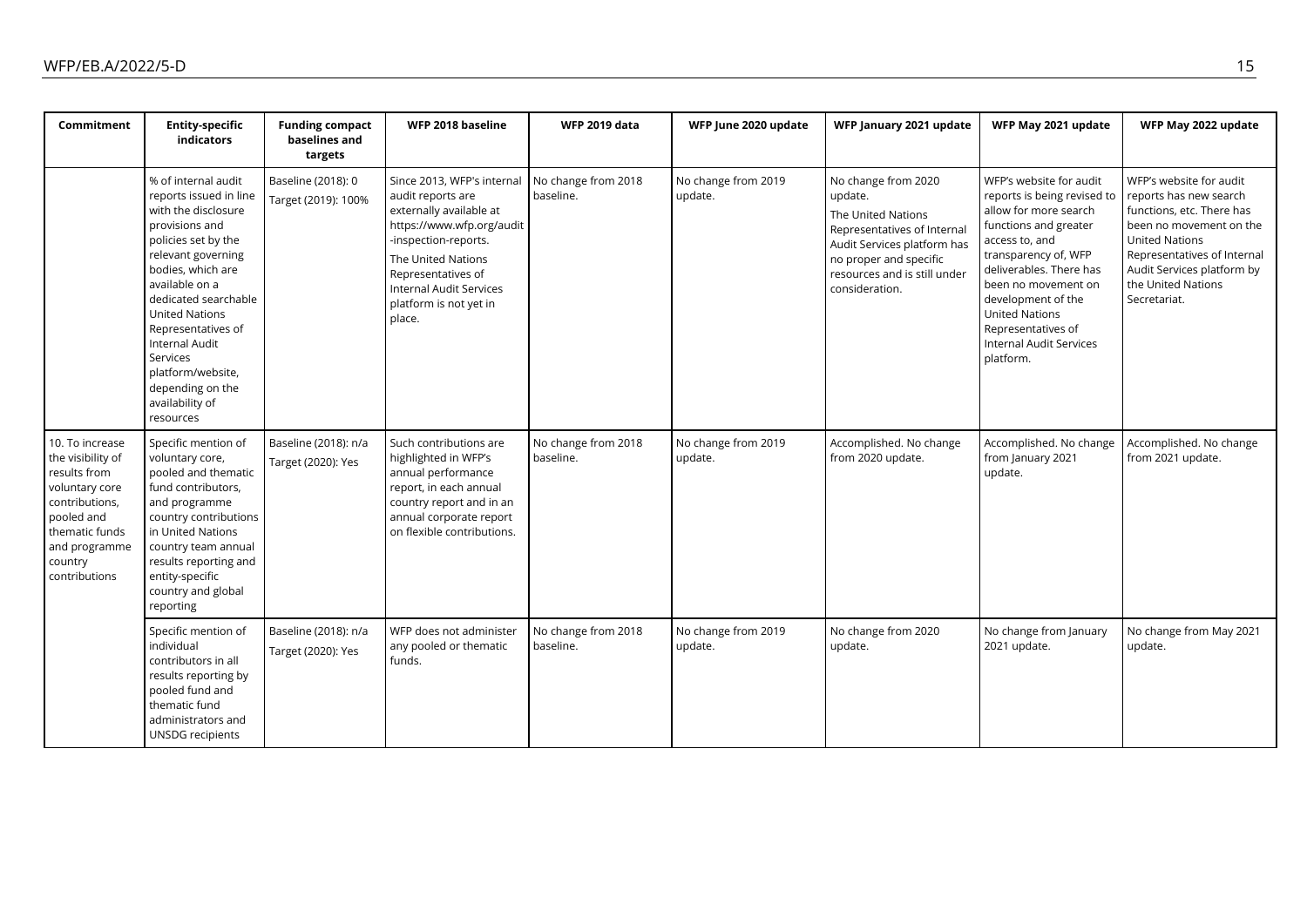| Commitment | Entity-specific indicators | Funding compact baselines and targets | WFP 2018 baseline | WFP 2019 data | WFP June 2020 update | WFP January 2021 update | WFP May 2021 update | WFP May 2022 update |
|---|---|---|---|---|---|---|---|---|
| | % of internal audit reports issued in line with the disclosure provisions and policies set by the relevant governing bodies, which are available on a dedicated searchable United Nations Representatives of Internal Audit Services platform/website, depending on the availability of resources | Baseline (2018): 0<br>Target (2019): 100% | Since 2013, WFP's internal audit reports are externally available at https://www.wfp.org/audit-inspection-reports.<br>The United Nations Representatives of Internal Audit Services platform is not yet in place. | No change from 2018 baseline. | No change from 2019 update. | No change from 2020 update.<br>The United Nations Representatives of Internal Audit Services platform has no proper and specific resources and is still under consideration. | WFP's website for audit reports is being revised to allow for more search functions and greater access to, and transparency of, WFP deliverables. There has been no movement on development of the United Nations Representatives of Internal Audit Services platform. | WFP's website for audit reports has new search functions, etc. There has been no movement on the United Nations Representatives of Internal Audit Services platform by the United Nations Secretariat. |
| 10. To increase the visibility of results from voluntary core contributions, pooled and thematic funds and programme country contributions | Specific mention of voluntary core, pooled and thematic fund contributors, and programme country contributions in United Nations country team annual results reporting and entity-specific country and global reporting | Baseline (2018): n/a<br>Target (2020): Yes | Such contributions are highlighted in WFP's annual performance report, in each annual country report and in an annual corporate report on flexible contributions. | No change from 2018 baseline. | No change from 2019 update. | Accomplished. No change from 2020 update. | Accomplished. No change from January 2021 update. | Accomplished. No change from 2021 update. |
| | Specific mention of individual contributors in all results reporting by pooled fund and thematic fund administrators and UNSDG recipients | Baseline (2018): n/a<br>Target (2020): Yes | WFP does not administer any pooled or thematic funds. | No change from 2018 baseline. | No change from 2019 update. | No change from 2020 update. | No change from January 2021 update. | No change from May 2021 update. |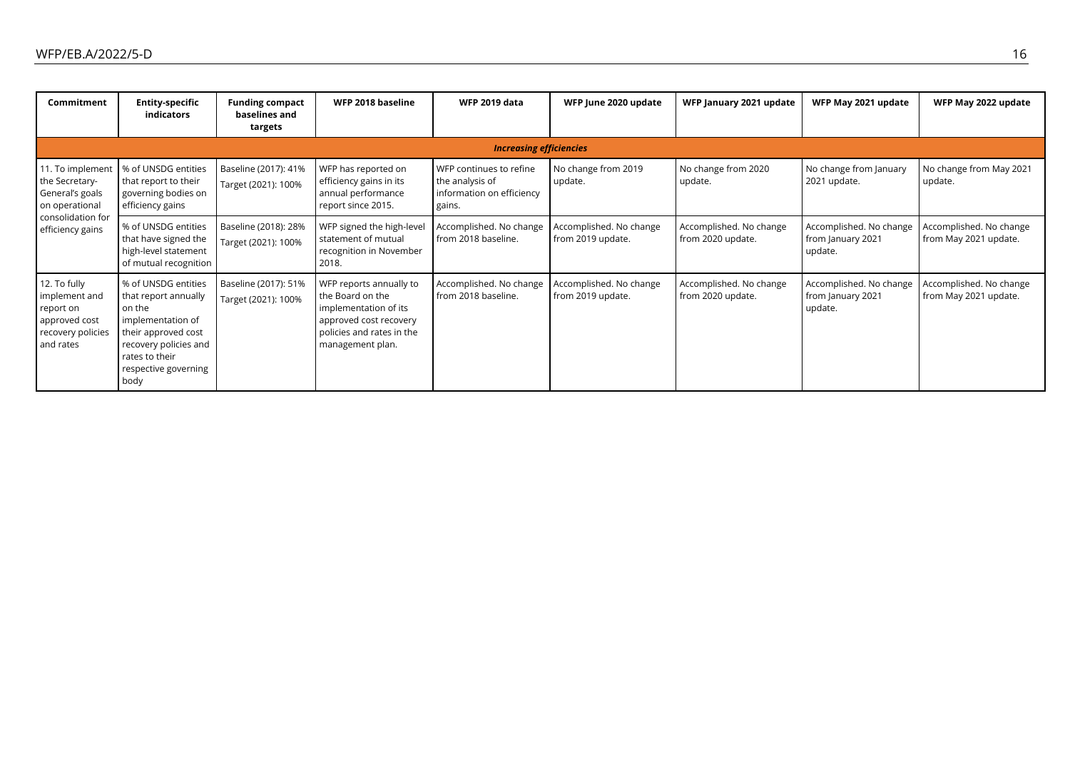| Commitment | Entity-specific indicators | Funding compact baselines and targets | WFP 2018 baseline | WFP 2019 data | WFP June 2020 update | WFP January 2021 update | WFP May 2021 update | WFP May 2022 update |
|---|---|---|---|---|---|---|---|---|
| ***Increasing efficiencies*** | | | | | | | | |
| 11. To implement the Secretary-General's goals on operational consolidation for efficiency gains | % of UNSDG entities that report to their governing bodies on efficiency gains | Baseline (2017): 41%<br>Target (2021): 100% | WFP has reported on efficiency gains in its annual performance report since 2015. | WFP continues to refine the analysis of information on efficiency gains. | No change from 2019 update. | No change from 2020 update. | No change from January 2021 update. | No change from May 2021 update. |
| | % of UNSDG entities that have signed the high-level statement of mutual recognition | Baseline (2018): 28%<br>Target (2021): 100% | WFP signed the high-level statement of mutual recognition in November 2018. | Accomplished. No change from 2018 baseline. | Accomplished. No change from 2019 update. | Accomplished. No change from 2020 update. | Accomplished. No change from January 2021 update. | Accomplished. No change from May 2021 update. |
| 12. To fully implement and report on approved cost recovery policies and rates | % of UNSDG entities that report annually on the implementation of their approved cost recovery policies and rates to their respective governing body | Baseline (2017): 51%<br>Target (2021): 100% | WFP reports annually to the Board on the implementation of its approved cost recovery policies and rates in the management plan. | Accomplished. No change from 2018 baseline. | Accomplished. No change from 2019 update. | Accomplished. No change from 2020 update. | Accomplished. No change from January 2021 update. | Accomplished. No change from May 2021 update. |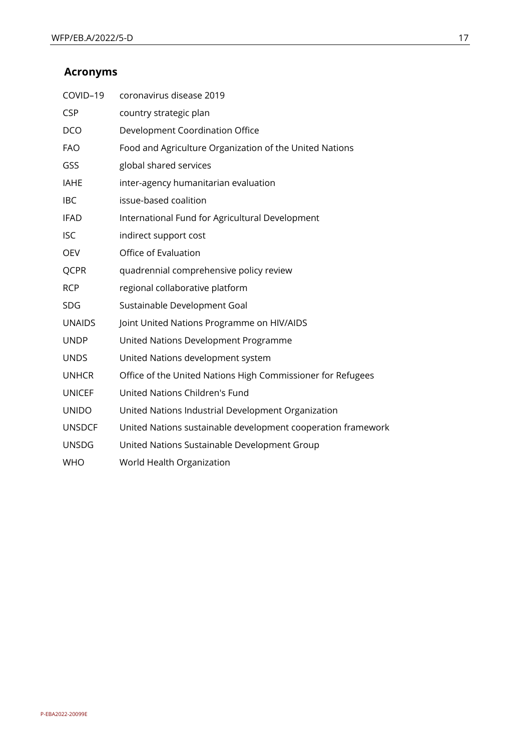## Acronyms

| | |
|---|---|
| COVID–19 | coronavirus disease 2019 |
| CSP | country strategic plan |
| DCO | Development Coordination Office |
| FAO | Food and Agriculture Organization of the United Nations |
| GSS | global shared services |
| IAHE | inter-agency humanitarian evaluation |
| IBC | issue-based coalition |
| IFAD | International Fund for Agricultural Development |
| ISC | indirect support cost |
| OEV | Office of Evaluation |
| QCPR | quadrennial comprehensive policy review |
| RCP | regional collaborative platform |
| SDG | Sustainable Development Goal |
| UNAIDS | Joint United Nations Programme on HIV/AIDS |
| UNDP | United Nations Development Programme |
| UNDS | United Nations development system |
| UNHCR | Office of the United Nations High Commissioner for Refugees |
| UNICEF | United Nations Children's Fund |
| UNIDO | United Nations Industrial Development Organization |
| UNSDCF | United Nations sustainable development cooperation framework |
| UNSDG | United Nations Sustainable Development Group |
| WHO | World Health Organization |

P-EBA2022-20099E